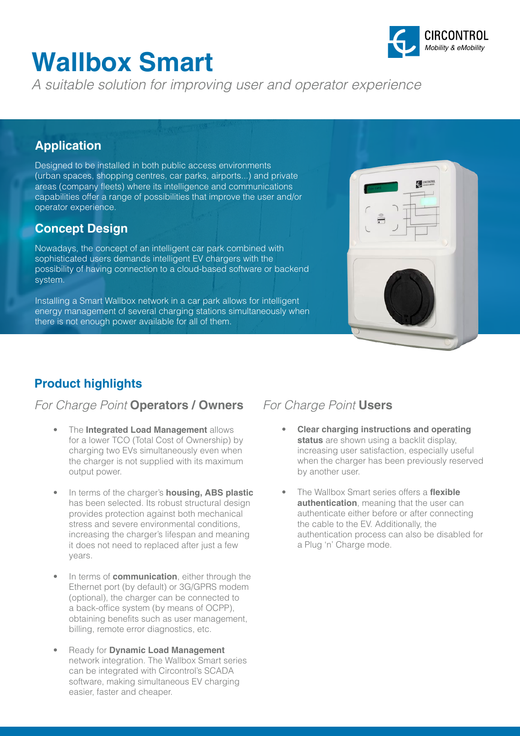# Wallbox Smart

*A suitable solution for improving user and operator experience*

## Application

Designed to be installed in both public access environments (urban spaces, shopping centres, car parks, airports...) and private areas (company fleets) where its intelligence and communications capabilities offer a range of possibilities that improve the user and/or operator experience.

## Concept Design

Nowadays, the concept of an intelligent car park combined with sophisticated users demands intelligent EV chargers with the possibility of having connection to a cloud-based software or backend system.

Installing a Smart Wallbox network in a car park allows for intelligent energy management of several charging stations simultaneously when there is not enough power available for all of them.

## Product highlights

### *For Charge Point* Operators / Owners

- The **Integrated Load Management** allows for a lower TCO (Total Cost of Ownership) by charging two EVs simultaneously even when the charger is not supplied with its maximum output power.
- In terms of the charger's **housing, ABS plastic** has been selected. Its robust structural design provides protection against both mechanical stress and severe environmental conditions, increasing the charger's lifespan and meaning it does not need to replaced after just a few years.
- In terms of **communication**, either through the Ethernet port (by default) or 3G/GPRS modem (optional), the charger can be connected to a back-office system (by means of OCPP), obtaining benefits such as user management, billing, remote error diagnostics, etc.
- Ready for **Dynamic Load Management** network integration. The Wallbox Smart series can be integrated with Circontrol's SCADA software, making simultaneous EV charging easier, faster and cheaper.

### *For Charge Point* Users

- **Clear charging instructions and operating status** are shown using a backlit display, increasing user satisfaction, especially useful when the charger has been previously reserved by another user.
- The Wallbox Smart series offers a **flexible authentication**, meaning that the user can authenticate either before or after connecting the cable to the EV. Additionally, the authentication process can also be disabled for a Plug 'n' Charge mode.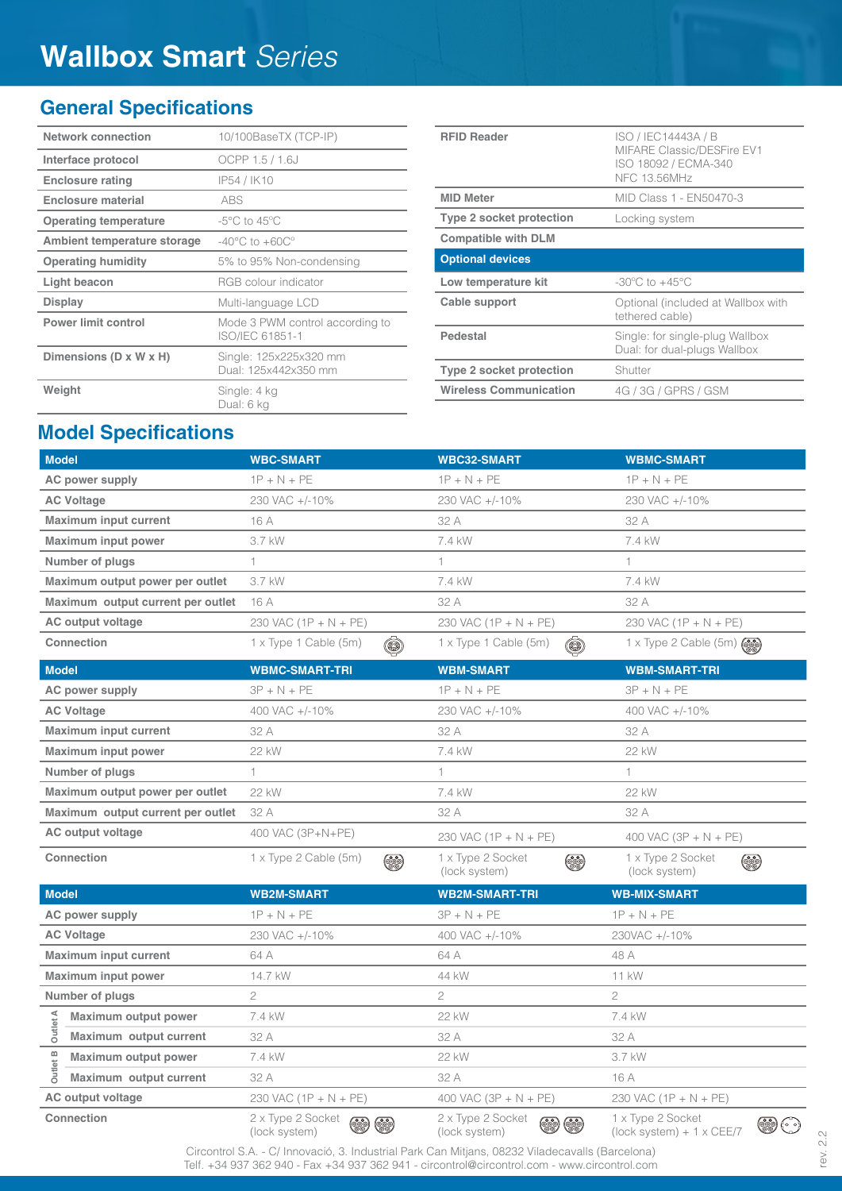# Wallbox Smart *Series*

## General Specifications

| | |
|---|---|
| **Network connection** | 10/100BaseTX (TCP-IP) |
| **Interface protocol** | OCPP 1.5 / 1.6J |
| **Enclosure rating** | IP54 / IK10 |
| **Enclosure material** | ABS |
| **Operating temperature** | -5°C to 45°C |
| **Ambient temperature storage** | -40°C to +60C° |
| **Operating humidity** | 5% to 95% Non-condensing |
| **Light beacon** | RGB colour indicator |
| **Display** | Multi-language LCD |
| **Power limit control** | Mode 3 PWM control according to ISO/IEC 61851-1 |
| **Dimensions (D x W x H)** | Single: 125x225x320 mm<br>Dual: 125x442x350 mm |
| **Weight** | Single: 4 kg<br>Dual: 6 kg |

| | |
|---|---|
| **RFID Reader** | ISO / IEC14443A / B<br>MIFARE Classic/DESFire EV1<br>ISO 18092 / ECMA-340<br>NFC 13.56MHz |
| **MID Meter** | MID Class 1 - EN50470-3 |
| **Type 2 socket protection** | Locking system |
| **Compatible with DLM** | |
| **Optional devices** | |
| **Low temperature kit** | -30°C to +45°C |
| **Cable support** | Optional (included at Wallbox with tethered cable) |
| **Pedestal** | Single: for single-plug Wallbox<br>Dual: for dual-plugs Wallbox |
| **Type 2 socket protection** | Shutter |
| **Wireless Communication** | 4G / 3G / GPRS / GSM |

## Model Specifications

| **Model** | **WBC-SMART** | **WBC32-SMART** | **WBMC-SMART** |
|---|---|---|---|
| **AC power supply** | 1P + N + PE | 1P + N + PE | 1P + N + PE |
| **AC Voltage** | 230 VAC +/-10% | 230 VAC +/-10% | 230 VAC +/-10% |
| **Maximum input current** | 16 A | 32 A | 32 A |
| **Maximum input power** | 3.7 kW | 7.4 kW | 7.4 kW |
| **Number of plugs** | 1 | 1 | 1 |
| **Maximum output power per outlet** | 3.7 kW | 7.4 kW | 7.4 kW |
| **Maximum output current per outlet** | 16 A | 32 A | 32 A |
| **AC output voltage** | 230 VAC (1P + N + PE) | 230 VAC (1P + N + PE) | 230 VAC (1P + N + PE) |
| **Connection** | 1 x Type 1 Cable (5m) | 1 x Type 1 Cable (5m) | 1 x Type 2 Cable (5m) |

| **Model** | **WBMC-SMART-TRI** | **WBM-SMART** | **WBM-SMART-TRI** |
|---|---|---|---|
| **AC power supply** | 3P + N + PE | 1P + N + PE | 3P + N + PE |
| **AC Voltage** | 400 VAC +/-10% | 230 VAC +/-10% | 400 VAC +/-10% |
| **Maximum input current** | 32 A | 32 A | 32 A |
| **Maximum input power** | 22 kW | 7.4 kW | 22 kW |
| **Number of plugs** | 1 | 1 | 1 |
| **Maximum output power per outlet** | 22 kW | 7.4 kW | 22 kW |
| **Maximum output current per outlet** | 32 A | 32 A | 32 A |
| **AC output voltage** | 400 VAC (3P+N+PE) | 230 VAC (1P + N + PE) | 400 VAC (3P + N + PE) |
| **Connection** | 1 x Type 2 Cable (5m) | 1 x Type 2 Socket (lock system) | 1 x Type 2 Socket (lock system) |

| **Model** | | **WB2M-SMART** | **WB2M-SMART-TRI** | **WB-MIX-SMART** |
|---|---|---|---|---|
| **AC power supply** | | 1P + N + PE | 3P + N + PE | 1P + N + PE |
| **AC Voltage** | | 230 VAC +/-10% | 400 VAC +/-10% | 230VAC +/-10% |
| **Maximum input current** | | 64 A | 64 A | 48 A |
| **Maximum input power** | | 14.7 kW | 44 kW | 11 kW |
| **Number of plugs** | | 2 | 2 | 2 |
| **Outlet A** | **Maximum output power** | 7.4 kW | 22 kW | 7.4 kW |
| | **Maximum output current** | 32 A | 32 A | 32 A |
| **Outlet B** | **Maximum output power** | 7.4 kW | 22 kW | 3.7 kW |
| | **Maximum output current** | 32 A | 32 A | 16 A |
| **AC output voltage** | | 230 VAC (1P + N + PE) | 400 VAC (3P + N + PE) | 230 VAC (1P + N + PE) |
| **Connection** | | 2 x Type 2 Socket (lock system) | 2 x Type 2 Socket (lock system) | 1 x Type 2 Socket (lock system) + 1 x CEE/7 |

Circontrol S.A. - C/ Innovació, 3. Industrial Park Can Mitjans, 08232 Viladecavalls (Barcelona)
Telf. +34 937 362 940 - Fax +34 937 362 941 - circontrol@circontrol.com - www.circontrol.com

rev. 2.2